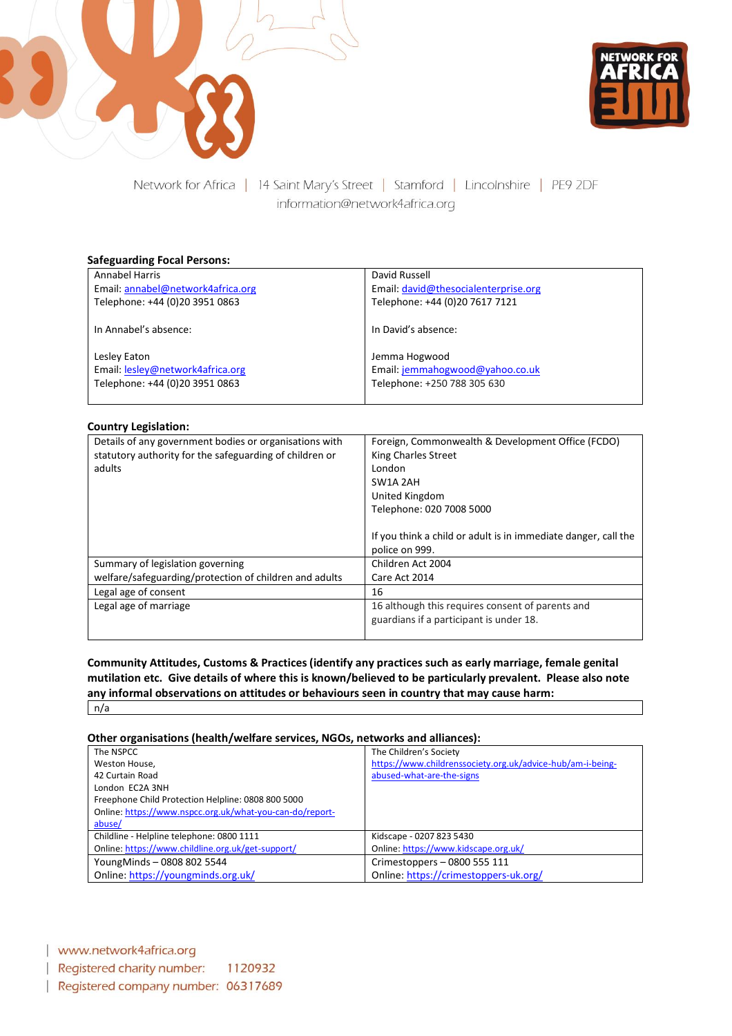Network for Africa | 14 Saint Mary's Street | Stamford | Lincolnshire | PE9 2DF
information@network4africa.org

**Safeguarding Focal Persons:**

| | |
|---|---|
| Annabel Harris<br>Email: annabel@network4africa.org<br>Telephone: +44 (0)20 3951 0863<br><br>In Annabel's absence:<br><br>Lesley Eaton<br>Email: lesley@network4africa.org<br>Telephone: +44 (0)20 3951 0863 | David Russell<br>Email: david@thesocialenterprise.org<br>Telephone: +44 (0)20 7617 7121<br><br>In David's absence:<br><br>Jemma Hogwood<br>Email: jemmahogwood@yahoo.co.uk<br>Telephone: +250 788 305 630 |

**Country Legislation:**

| | |
|---|---|
| Details of any government bodies or organisations with statutory authority for the safeguarding of children or adults | Foreign, Commonwealth & Development Office (FCDO)<br>King Charles Street<br>London<br>SW1A 2AH<br>United Kingdom<br>Telephone: 020 7008 5000<br><br>If you think a child or adult is in immediate danger, call the police on 999. |
| Summary of legislation governing welfare/safeguarding/protection of children and adults | Children Act 2004<br>Care Act 2014 |
| Legal age of consent | 16 |
| Legal age of marriage | 16 although this requires consent of parents and guardians if a participant is under 18. |

**Community Attitudes, Customs & Practices (identify any practices such as early marriage, female genital mutilation etc. Give details of where this is known/believed to be particularly prevalent. Please also note any informal observations on attitudes or behaviours seen in country that may cause harm:**

| |
|---|
| n/a |

**Other organisations (health/welfare services, NGOs, networks and alliances):**

| | |
|---|---|
| The NSPCC<br>Weston House,<br>42 Curtain Road<br>London EC2A 3NH<br>Freephone Child Protection Helpline: 0808 800 5000<br>Online: https://www.nspcc.org.uk/what-you-can-do/report-abuse/ | The Children's Society<br>https://www.childrenssociety.org.uk/advice-hub/am-i-being-abused-what-are-the-signs |
| Childline - Helpline telephone: 0800 1111<br>Online: https://www.childline.org.uk/get-support/ | Kidscape - 0207 823 5430<br>Online: https://www.kidscape.org.uk/ |
| YoungMinds – 0808 802 5544<br>Online: https://youngminds.org.uk/ | Crimestoppers – 0800 555 111<br>Online: https://crimestoppers-uk.org/ |

www.network4africa.org
Registered charity number: 1120932
Registered company number: 06317689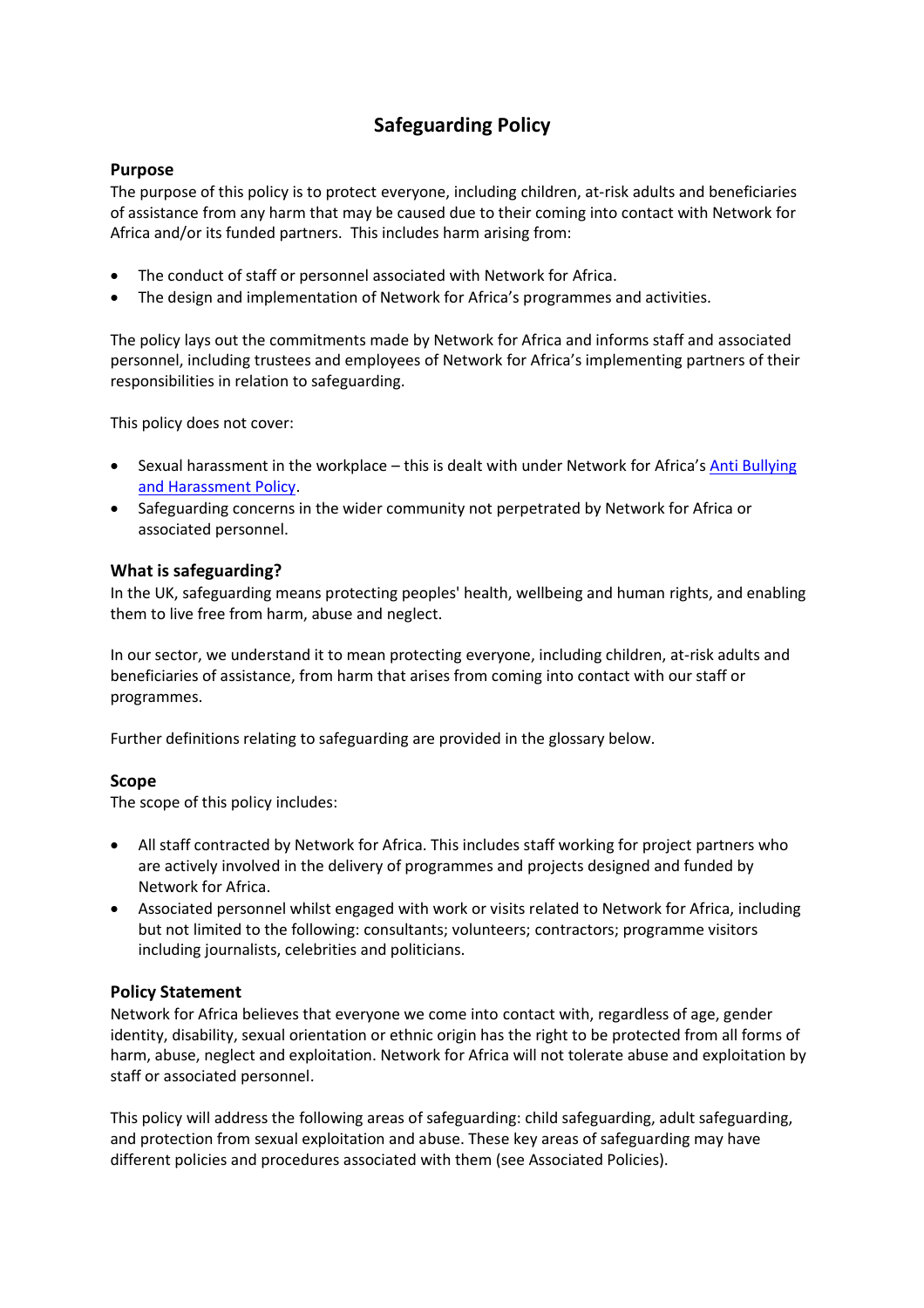# Safeguarding Policy

## Purpose

The purpose of this policy is to protect everyone, including children, at-risk adults and beneficiaries of assistance from any harm that may be caused due to their coming into contact with Network for Africa and/or its funded partners. This includes harm arising from:

- The conduct of staff or personnel associated with Network for Africa.
- The design and implementation of Network for Africa's programmes and activities.

The policy lays out the commitments made by Network for Africa and informs staff and associated personnel, including trustees and employees of Network for Africa's implementing partners of their responsibilities in relation to safeguarding.

This policy does not cover:

- Sexual harassment in the workplace – this is dealt with under Network for Africa's Anti Bullying and Harassment Policy.
- Safeguarding concerns in the wider community not perpetrated by Network for Africa or associated personnel.

## What is safeguarding?

In the UK, safeguarding means protecting peoples' health, wellbeing and human rights, and enabling them to live free from harm, abuse and neglect.

In our sector, we understand it to mean protecting everyone, including children, at-risk adults and beneficiaries of assistance, from harm that arises from coming into contact with our staff or programmes.

Further definitions relating to safeguarding are provided in the glossary below.

## Scope

The scope of this policy includes:

- All staff contracted by Network for Africa. This includes staff working for project partners who are actively involved in the delivery of programmes and projects designed and funded by Network for Africa.
- Associated personnel whilst engaged with work or visits related to Network for Africa, including but not limited to the following: consultants; volunteers; contractors; programme visitors including journalists, celebrities and politicians.

## Policy Statement

Network for Africa believes that everyone we come into contact with, regardless of age, gender identity, disability, sexual orientation or ethnic origin has the right to be protected from all forms of harm, abuse, neglect and exploitation. Network for Africa will not tolerate abuse and exploitation by staff or associated personnel.

This policy will address the following areas of safeguarding: child safeguarding, adult safeguarding, and protection from sexual exploitation and abuse. These key areas of safeguarding may have different policies and procedures associated with them (see Associated Policies).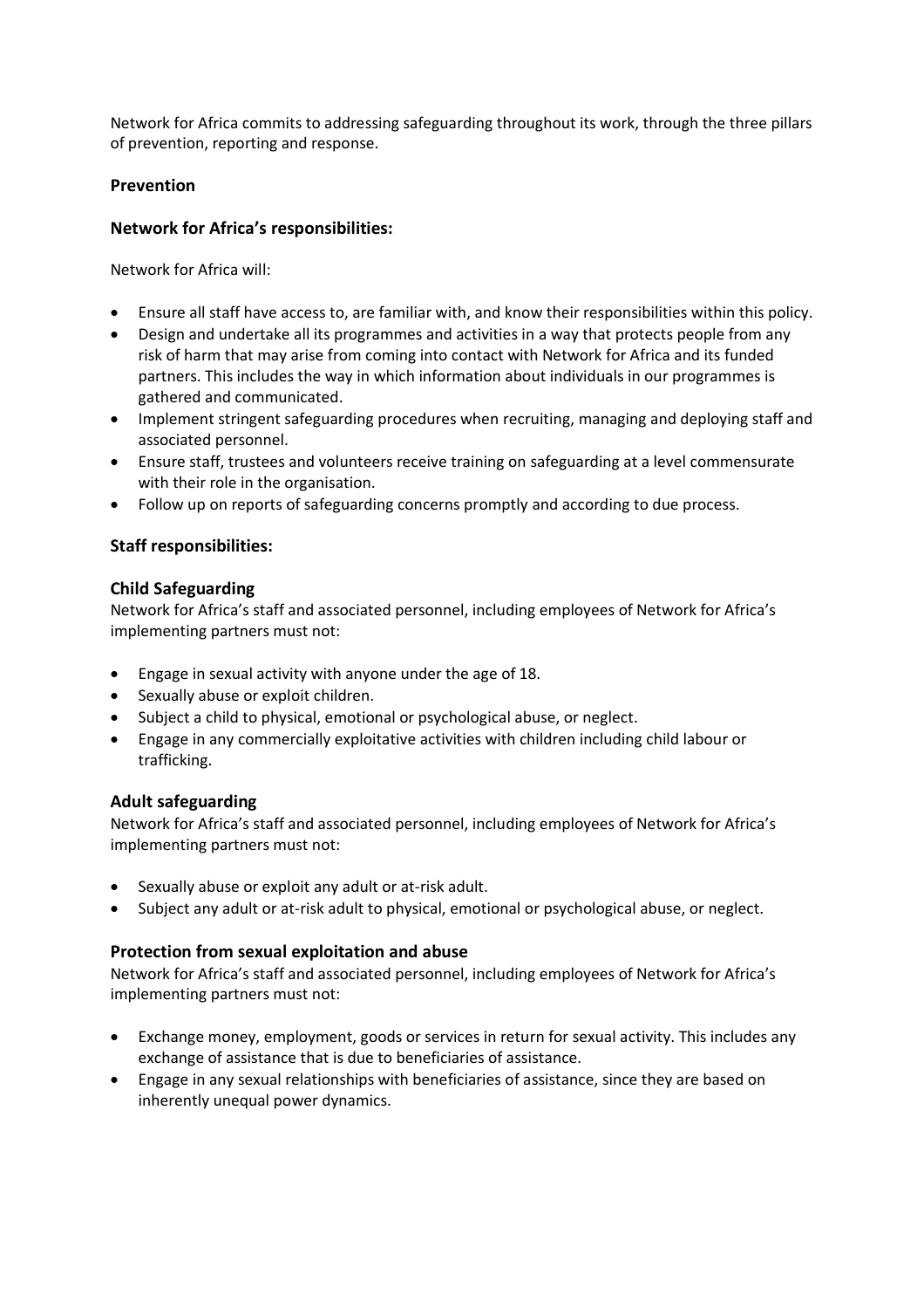Network for Africa commits to addressing safeguarding throughout its work, through the three pillars of prevention, reporting and response.

## Prevention

### Network for Africa's responsibilities:

Network for Africa will:

- Ensure all staff have access to, are familiar with, and know their responsibilities within this policy.
- Design and undertake all its programmes and activities in a way that protects people from any risk of harm that may arise from coming into contact with Network for Africa and its funded partners. This includes the way in which information about individuals in our programmes is gathered and communicated.
- Implement stringent safeguarding procedures when recruiting, managing and deploying staff and associated personnel.
- Ensure staff, trustees and volunteers receive training on safeguarding at a level commensurate with their role in the organisation.
- Follow up on reports of safeguarding concerns promptly and according to due process.

### Staff responsibilities:

#### Child Safeguarding

Network for Africa's staff and associated personnel, including employees of Network for Africa's implementing partners must not:

- Engage in sexual activity with anyone under the age of 18.
- Sexually abuse or exploit children.
- Subject a child to physical, emotional or psychological abuse, or neglect.
- Engage in any commercially exploitative activities with children including child labour or trafficking.

#### Adult safeguarding

Network for Africa's staff and associated personnel, including employees of Network for Africa's implementing partners must not:

- Sexually abuse or exploit any adult or at-risk adult.
- Subject any adult or at-risk adult to physical, emotional or psychological abuse, or neglect.

#### Protection from sexual exploitation and abuse

Network for Africa's staff and associated personnel, including employees of Network for Africa's implementing partners must not:

- Exchange money, employment, goods or services in return for sexual activity. This includes any exchange of assistance that is due to beneficiaries of assistance.
- Engage in any sexual relationships with beneficiaries of assistance, since they are based on inherently unequal power dynamics.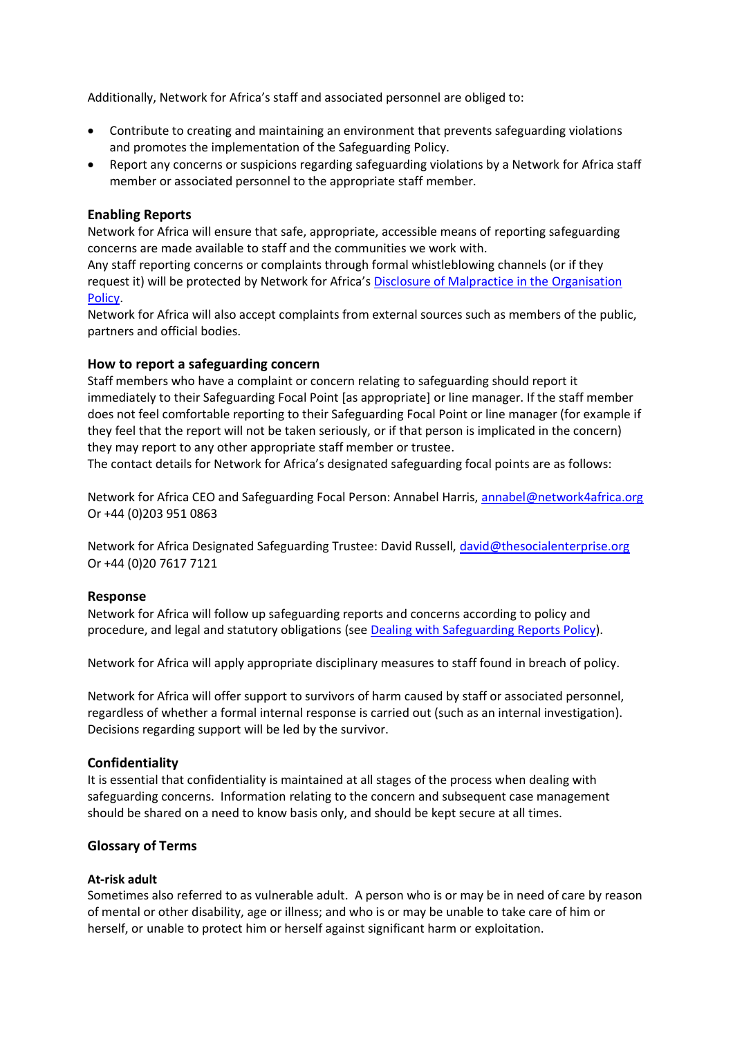Additionally, Network for Africa's staff and associated personnel are obliged to:

- Contribute to creating and maintaining an environment that prevents safeguarding violations and promotes the implementation of the Safeguarding Policy.
- Report any concerns or suspicions regarding safeguarding violations by a Network for Africa staff member or associated personnel to the appropriate staff member.

**Enabling Reports**

Network for Africa will ensure that safe, appropriate, accessible means of reporting safeguarding concerns are made available to staff and the communities we work with.

Any staff reporting concerns or complaints through formal whistleblowing channels (or if they request it) will be protected by Network for Africa's [Disclosure of Malpractice in the Organisation Policy]().

Network for Africa will also accept complaints from external sources such as members of the public, partners and official bodies.

**How to report a safeguarding concern**

Staff members who have a complaint or concern relating to safeguarding should report it immediately to their Safeguarding Focal Point [as appropriate] or line manager. If the staff member does not feel comfortable reporting to their Safeguarding Focal Point or line manager (for example if they feel that the report will not be taken seriously, or if that person is implicated in the concern) they may report to any other appropriate staff member or trustee.

The contact details for Network for Africa's designated safeguarding focal points are as follows:

Network for Africa CEO and Safeguarding Focal Person: Annabel Harris, annabel@network4africa.org
Or +44 (0)203 951 0863

Network for Africa Designated Safeguarding Trustee: David Russell, david@thesocialenterprise.org
Or +44 (0)20 7617 7121

**Response**

Network for Africa will follow up safeguarding reports and concerns according to policy and procedure, and legal and statutory obligations (see [Dealing with Safeguarding Reports Policy]()).

Network for Africa will apply appropriate disciplinary measures to staff found in breach of policy.

Network for Africa will offer support to survivors of harm caused by staff or associated personnel, regardless of whether a formal internal response is carried out (such as an internal investigation). Decisions regarding support will be led by the survivor.

**Confidentiality**

It is essential that confidentiality is maintained at all stages of the process when dealing with safeguarding concerns. Information relating to the concern and subsequent case management should be shared on a need to know basis only, and should be kept secure at all times.

**Glossary of Terms**

**At-risk adult**

Sometimes also referred to as vulnerable adult. A person who is or may be in need of care by reason of mental or other disability, age or illness; and who is or may be unable to take care of him or herself, or unable to protect him or herself against significant harm or exploitation.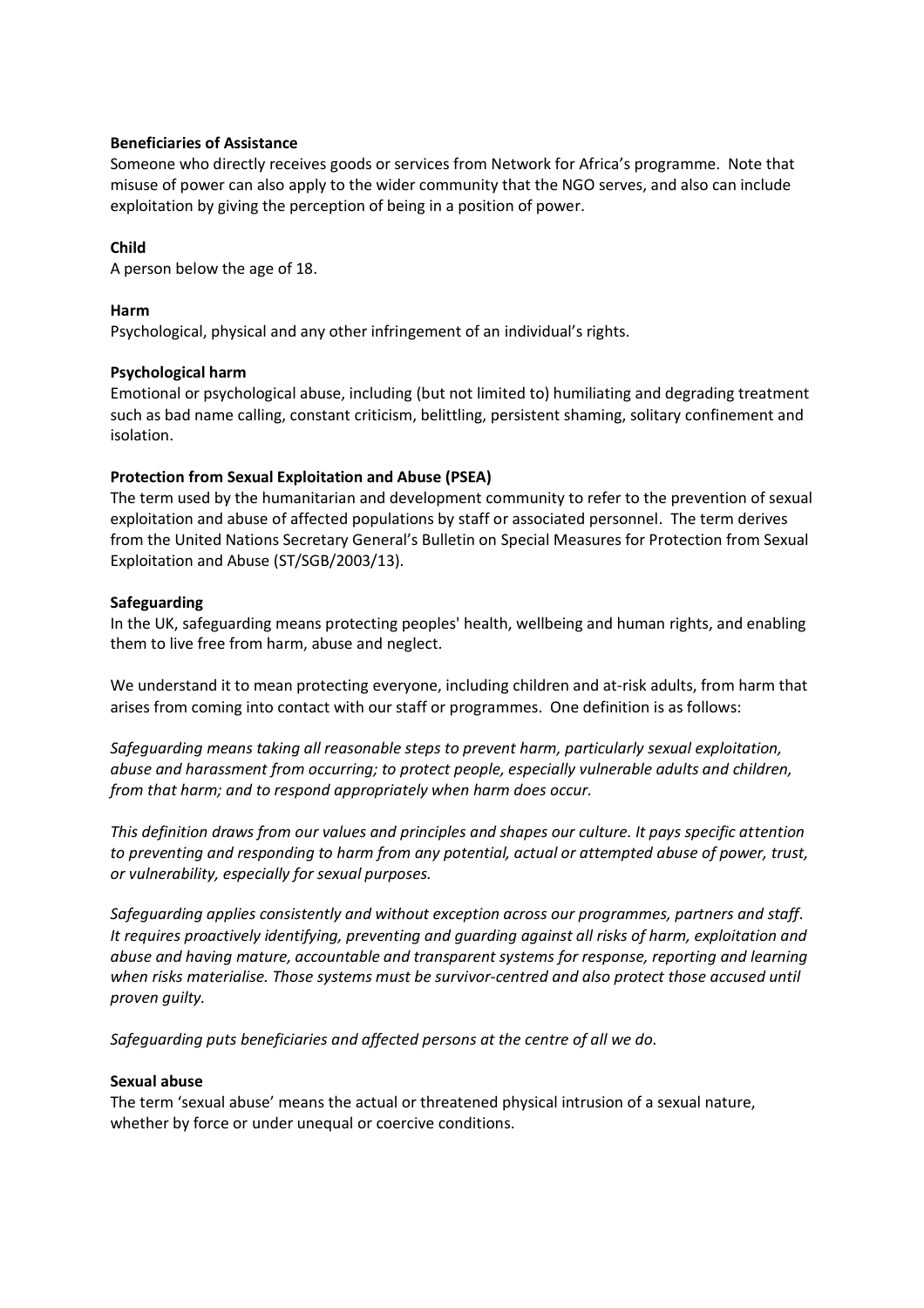**Beneficiaries of Assistance**
Someone who directly receives goods or services from Network for Africa's programme. Note that misuse of power can also apply to the wider community that the NGO serves, and also can include exploitation by giving the perception of being in a position of power.

**Child**
A person below the age of 18.

**Harm**
Psychological, physical and any other infringement of an individual's rights.

**Psychological harm**
Emotional or psychological abuse, including (but not limited to) humiliating and degrading treatment such as bad name calling, constant criticism, belittling, persistent shaming, solitary confinement and isolation.

**Protection from Sexual Exploitation and Abuse (PSEA)**
The term used by the humanitarian and development community to refer to the prevention of sexual exploitation and abuse of affected populations by staff or associated personnel. The term derives from the United Nations Secretary General's Bulletin on Special Measures for Protection from Sexual Exploitation and Abuse (ST/SGB/2003/13).

**Safeguarding**
In the UK, safeguarding means protecting peoples' health, wellbeing and human rights, and enabling them to live free from harm, abuse and neglect.

We understand it to mean protecting everyone, including children and at-risk adults, from harm that arises from coming into contact with our staff or programmes. One definition is as follows:

*Safeguarding means taking all reasonable steps to prevent harm, particularly sexual exploitation, abuse and harassment from occurring; to protect people, especially vulnerable adults and children, from that harm; and to respond appropriately when harm does occur.*

*This definition draws from our values and principles and shapes our culture. It pays specific attention to preventing and responding to harm from any potential, actual or attempted abuse of power, trust, or vulnerability, especially for sexual purposes.*

*Safeguarding applies consistently and without exception across our programmes, partners and staff. It requires proactively identifying, preventing and guarding against all risks of harm, exploitation and abuse and having mature, accountable and transparent systems for response, reporting and learning when risks materialise. Those systems must be survivor-centred and also protect those accused until proven guilty.*

*Safeguarding puts beneficiaries and affected persons at the centre of all we do.*

**Sexual abuse**
The term 'sexual abuse' means the actual or threatened physical intrusion of a sexual nature, whether by force or under unequal or coercive conditions.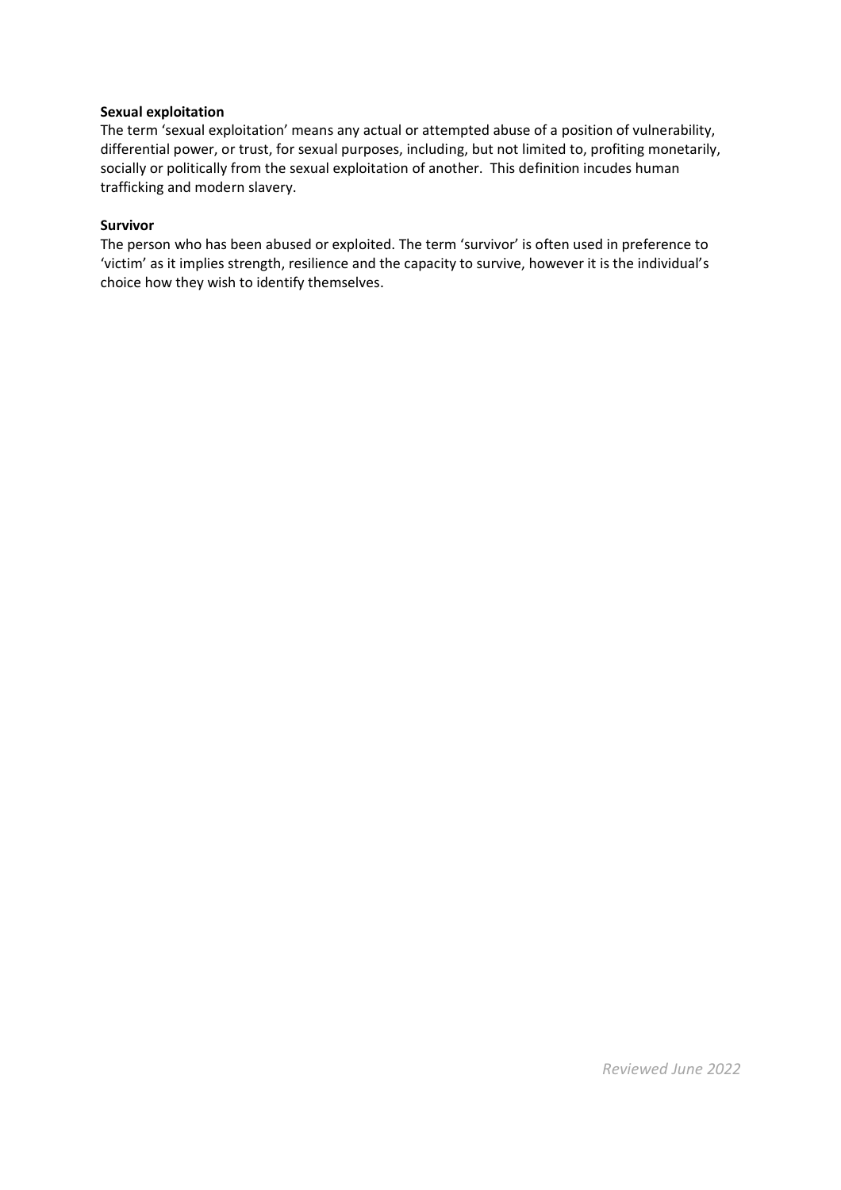**Sexual exploitation**

The term 'sexual exploitation' means any actual or attempted abuse of a position of vulnerability, differential power, or trust, for sexual purposes, including, but not limited to, profiting monetarily, socially or politically from the sexual exploitation of another. This definition incudes human trafficking and modern slavery.

**Survivor**

The person who has been abused or exploited. The term 'survivor' is often used in preference to 'victim' as it implies strength, resilience and the capacity to survive, however it is the individual's choice how they wish to identify themselves.

*Reviewed June 2022*